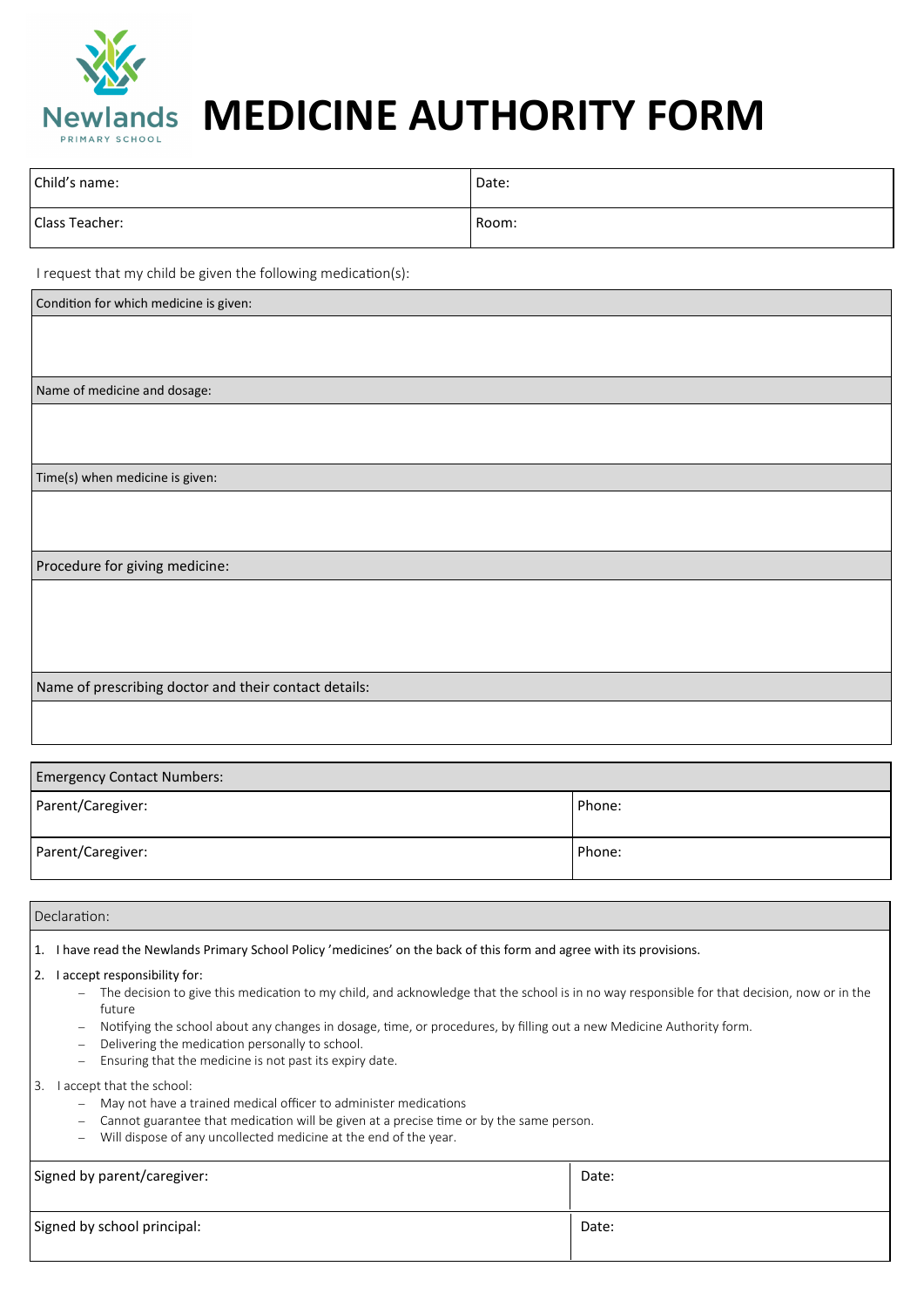Newlands
PRIMARY SCHOOL

# MEDICINE AUTHORITY FORM

| Child's name: | Date: |
|---|---|
| Class Teacher: | Room: |

I request that my child be given the following medication(s):

| Condition for which medicine is given: |
|---|
| |
| Name of medicine and dosage: |
| |
| Time(s) when medicine is given: |
| |
| Procedure for giving medicine: |
| |
| Name of prescribing doctor and their contact details: |
| |

| Emergency Contact Numbers: | |
|---|---|
| Parent/Caregiver: | Phone: |
| Parent/Caregiver: | Phone: |

Declaration:

1. I have read the Newlands Primary School Policy 'medicines' on the back of this form and agree with its provisions.
2. I accept responsibility for:
   - The decision to give this medication to my child, and acknowledge that the school is in no way responsible for that decision, now or in the future
   - Notifying the school about any changes in dosage, time, or procedures, by filling out a new Medicine Authority form.
   - Delivering the medication personally to school.
   - Ensuring that the medicine is not past its expiry date.
3. I accept that the school:
   - May not have a trained medical officer to administer medications
   - Cannot guarantee that medication will be given at a precise time or by the same person.
   - Will dispose of any uncollected medicine at the end of the year.

| Signed by parent/caregiver: | Date: |
|---|---|
| Signed by school principal: | Date: |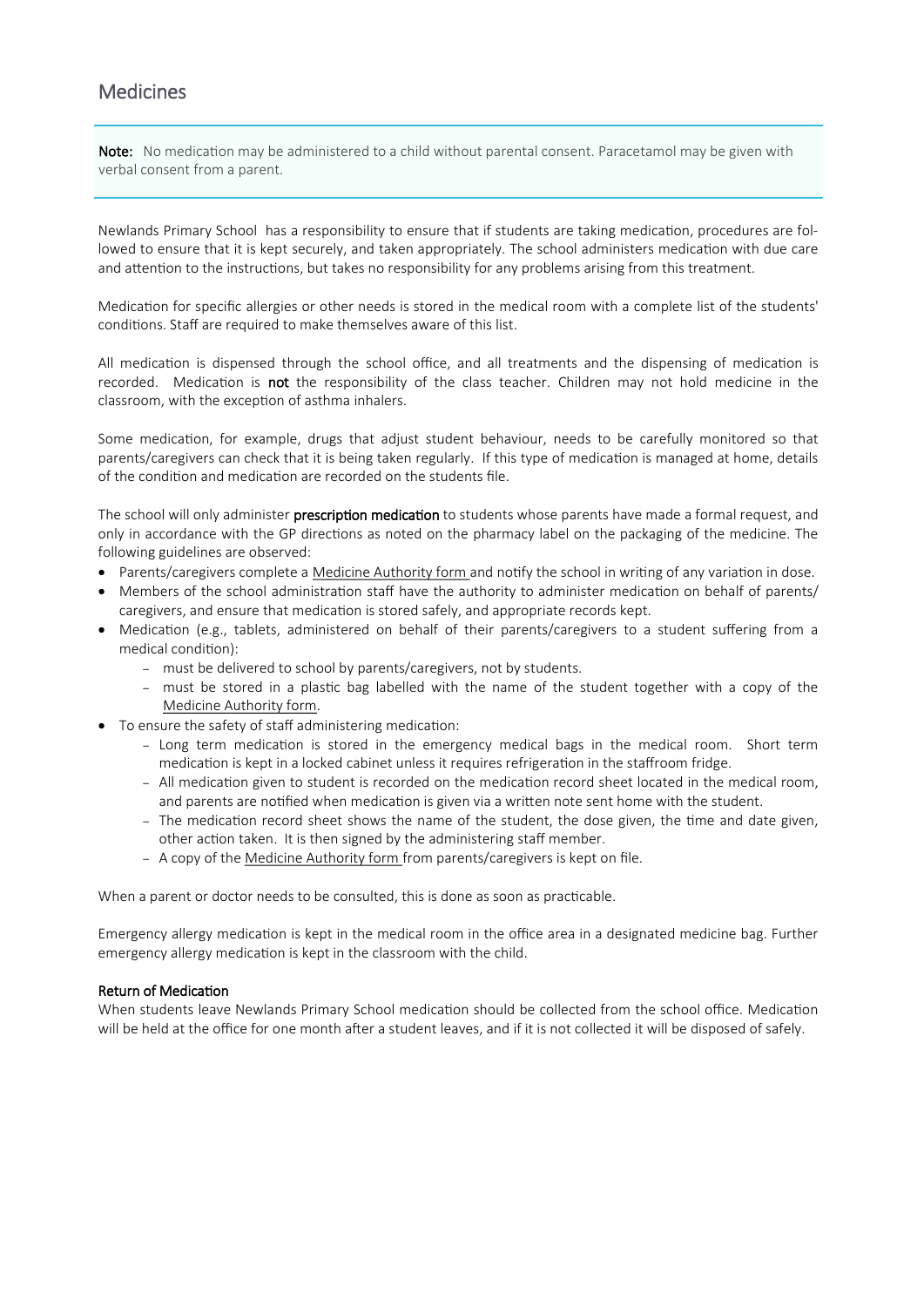## Medicines

> **Note:** No medication may be administered to a child without parental consent. Paracetamol may be given with verbal consent from a parent.

Newlands Primary School has a responsibility to ensure that if students are taking medication, procedures are followed to ensure that it is kept securely, and taken appropriately. The school administers medication with due care and attention to the instructions, but takes no responsibility for any problems arising from this treatment.

Medication for specific allergies or other needs is stored in the medical room with a complete list of the students' conditions. Staff are required to make themselves aware of this list.

All medication is dispensed through the school office, and all treatments and the dispensing of medication is recorded. Medication is **not** the responsibility of the class teacher. Children may not hold medicine in the classroom, with the exception of asthma inhalers.

Some medication, for example, drugs that adjust student behaviour, needs to be carefully monitored so that parents/caregivers can check that it is being taken regularly. If this type of medication is managed at home, details of the condition and medication are recorded on the students file.

The school will only administer **prescription medication** to students whose parents have made a formal request, and only in accordance with the GP directions as noted on the pharmacy label on the packaging of the medicine. The following guidelines are observed:

- Parents/caregivers complete a Medicine Authority form and notify the school in writing of any variation in dose.
- Members of the school administration staff have the authority to administer medication on behalf of parents/caregivers, and ensure that medication is stored safely, and appropriate records kept.
- Medication (e.g., tablets, administered on behalf of their parents/caregivers to a student suffering from a medical condition):
  - must be delivered to school by parents/caregivers, not by students.
  - must be stored in a plastic bag labelled with the name of the student together with a copy of the Medicine Authority form.
- To ensure the safety of staff administering medication:
  - Long term medication is stored in the emergency medical bags in the medical room. Short term medication is kept in a locked cabinet unless it requires refrigeration in the staffroom fridge.
  - All medication given to student is recorded on the medication record sheet located in the medical room, and parents are notified when medication is given via a written note sent home with the student.
  - The medication record sheet shows the name of the student, the dose given, the time and date given, other action taken. It is then signed by the administering staff member.
  - A copy of the Medicine Authority form from parents/caregivers is kept on file.

When a parent or doctor needs to be consulted, this is done as soon as practicable.

Emergency allergy medication is kept in the medical room in the office area in a designated medicine bag. Further emergency allergy medication is kept in the classroom with the child.

### Return of Medication

When students leave Newlands Primary School medication should be collected from the school office. Medication will be held at the office for one month after a student leaves, and if it is not collected it will be disposed of safely.